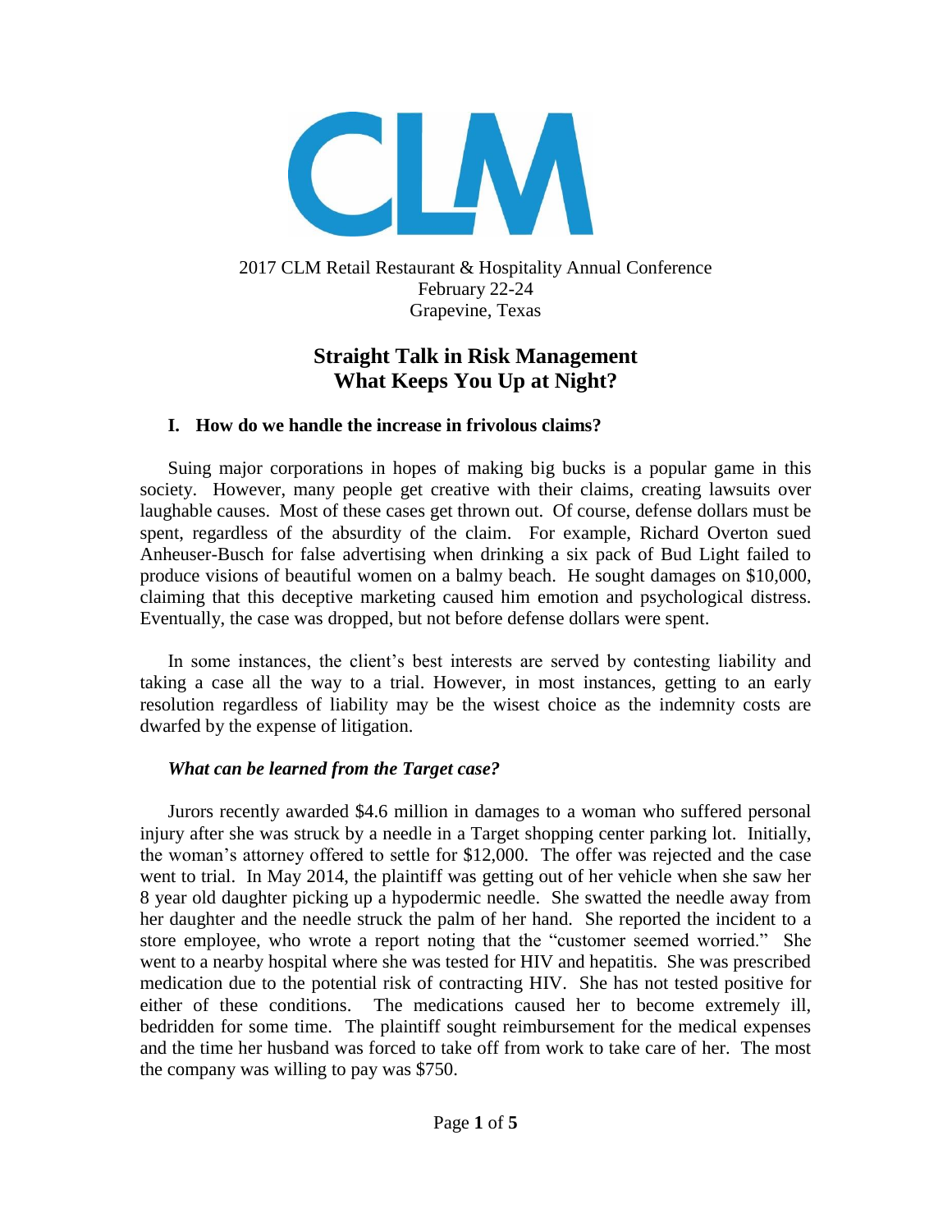2017 CLM Retail Restaurant & Hospitality Annual Conference
February 22-24
Grapevine, Texas

# Straight Talk in Risk Management
# What Keeps You Up at Night?

## I. How do we handle the increase in frivolous claims?

Suing major corporations in hopes of making big bucks is a popular game in this society. However, many people get creative with their claims, creating lawsuits over laughable causes. Most of these cases get thrown out. Of course, defense dollars must be spent, regardless of the absurdity of the claim. For example, Richard Overton sued Anheuser-Busch for false advertising when drinking a six pack of Bud Light failed to produce visions of beautiful women on a balmy beach. He sought damages on $10,000, claiming that this deceptive marketing caused him emotion and psychological distress. Eventually, the case was dropped, but not before defense dollars were spent.

In some instances, the client's best interests are served by contesting liability and taking a case all the way to a trial. However, in most instances, getting to an early resolution regardless of liability may be the wisest choice as the indemnity costs are dwarfed by the expense of litigation.

### *What can be learned from the Target case?*

Jurors recently awarded $4.6 million in damages to a woman who suffered personal injury after she was struck by a needle in a Target shopping center parking lot. Initially, the woman's attorney offered to settle for $12,000. The offer was rejected and the case went to trial. In May 2014, the plaintiff was getting out of her vehicle when she saw her 8 year old daughter picking up a hypodermic needle. She swatted the needle away from her daughter and the needle struck the palm of her hand. She reported the incident to a store employee, who wrote a report noting that the "customer seemed worried." She went to a nearby hospital where she was tested for HIV and hepatitis. She was prescribed medication due to the potential risk of contracting HIV. She has not tested positive for either of these conditions. The medications caused her to become extremely ill, bedridden for some time. The plaintiff sought reimbursement for the medical expenses and the time her husband was forced to take off from work to take care of her. The most the company was willing to pay was $750.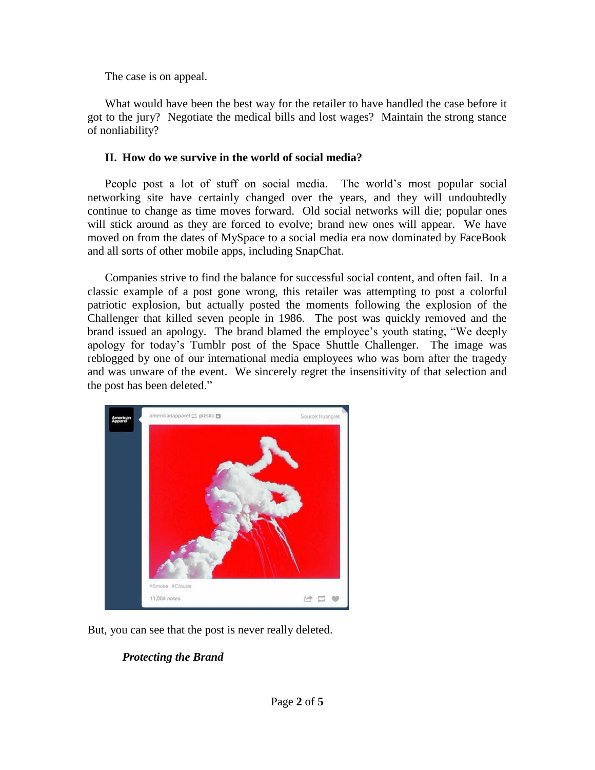The case is on appeal.

What would have been the best way for the retailer to have handled the case before it got to the jury? Negotiate the medical bills and lost wages? Maintain the strong stance of nonliability?

## II. How do we survive in the world of social media?

People post a lot of stuff on social media. The world's most popular social networking site have certainly changed over the years, and they will undoubtedly continue to change as time moves forward. Old social networks will die; popular ones will stick around as they are forced to evolve; brand new ones will appear. We have moved on from the dates of MySpace to a social media era now dominated by FaceBook and all sorts of other mobile apps, including SnapChat.

Companies strive to find the balance for successful social content, and often fail. In a classic example of a post gone wrong, this retailer was attempting to post a colorful patriotic explosion, but actually posted the moments following the explosion of the Challenger that killed seven people in 1986. The post was quickly removed and the brand issued an apology. The brand blamed the employee's youth stating, "We deeply apology for today's Tumblr post of the Space Shuttle Challenger. The image was reblogged by one of our international media employees who was born after the tragedy and was unware of the event. We sincerely regret the insensitivity of that selection and the post has been deleted."

But, you can see that the post is never really deleted.

### *Protecting the Brand*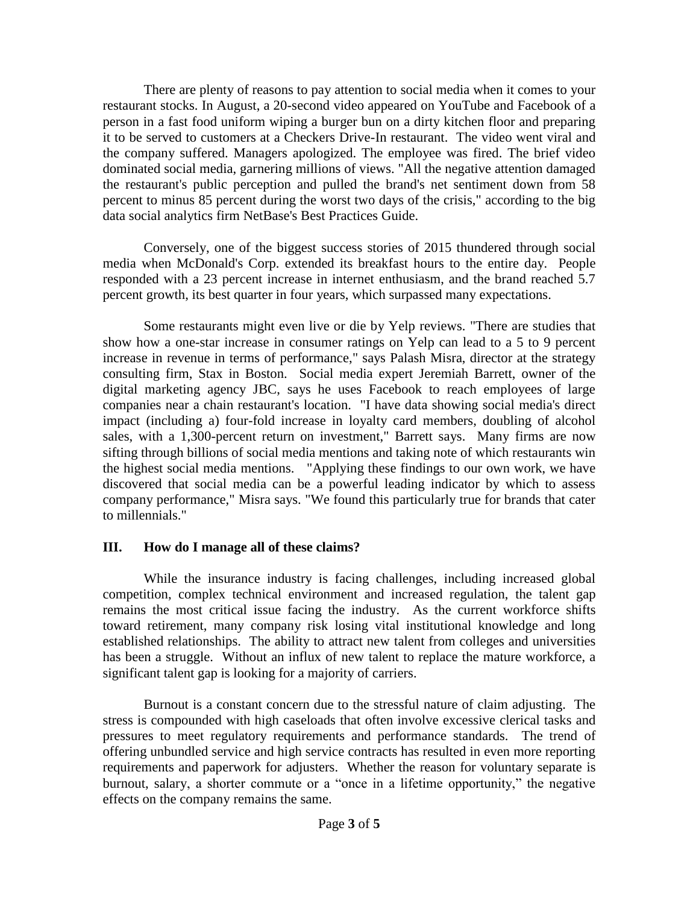There are plenty of reasons to pay attention to social media when it comes to your restaurant stocks. In August, a 20-second video appeared on YouTube and Facebook of a person in a fast food uniform wiping a burger bun on a dirty kitchen floor and preparing it to be served to customers at a Checkers Drive-In restaurant. The video went viral and the company suffered. Managers apologized. The employee was fired. The brief video dominated social media, garnering millions of views. "All the negative attention damaged the restaurant's public perception and pulled the brand's net sentiment down from 58 percent to minus 85 percent during the worst two days of the crisis," according to the big data social analytics firm NetBase's Best Practices Guide.

Conversely, one of the biggest success stories of 2015 thundered through social media when McDonald's Corp. extended its breakfast hours to the entire day. People responded with a 23 percent increase in internet enthusiasm, and the brand reached 5.7 percent growth, its best quarter in four years, which surpassed many expectations.

Some restaurants might even live or die by Yelp reviews. "There are studies that show how a one-star increase in consumer ratings on Yelp can lead to a 5 to 9 percent increase in revenue in terms of performance," says Palash Misra, director at the strategy consulting firm, Stax in Boston. Social media expert Jeremiah Barrett, owner of the digital marketing agency JBC, says he uses Facebook to reach employees of large companies near a chain restaurant's location. "I have data showing social media's direct impact (including a) four-fold increase in loyalty card members, doubling of alcohol sales, with a 1,300-percent return on investment," Barrett says. Many firms are now sifting through billions of social media mentions and taking note of which restaurants win the highest social media mentions. "Applying these findings to our own work, we have discovered that social media can be a powerful leading indicator by which to assess company performance," Misra says. "We found this particularly true for brands that cater to millennials."

## III. How do I manage all of these claims?

While the insurance industry is facing challenges, including increased global competition, complex technical environment and increased regulation, the talent gap remains the most critical issue facing the industry. As the current workforce shifts toward retirement, many company risk losing vital institutional knowledge and long established relationships. The ability to attract new talent from colleges and universities has been a struggle. Without an influx of new talent to replace the mature workforce, a significant talent gap is looking for a majority of carriers.

Burnout is a constant concern due to the stressful nature of claim adjusting. The stress is compounded with high caseloads that often involve excessive clerical tasks and pressures to meet regulatory requirements and performance standards. The trend of offering unbundled service and high service contracts has resulted in even more reporting requirements and paperwork for adjusters. Whether the reason for voluntary separate is burnout, salary, a shorter commute or a "once in a lifetime opportunity," the negative effects on the company remains the same.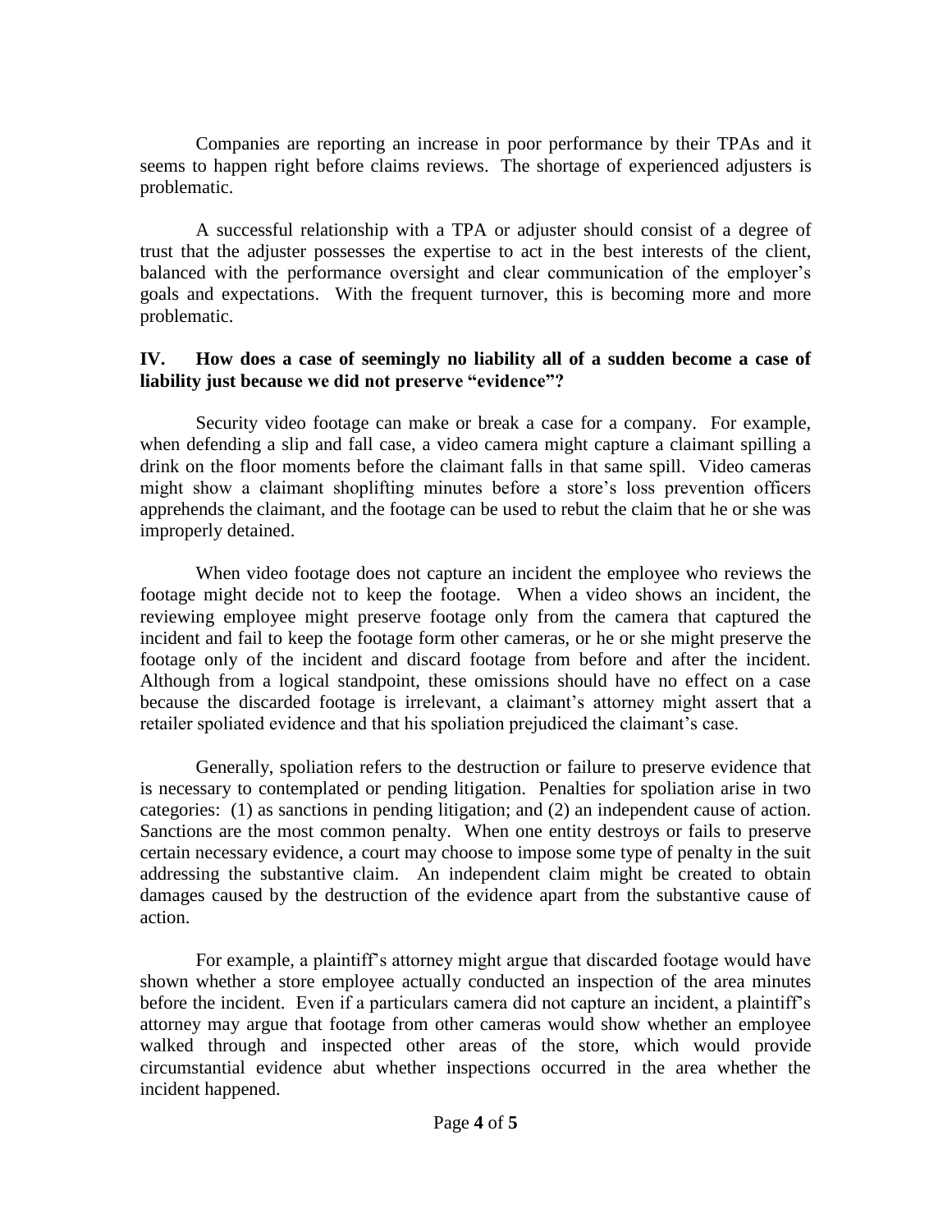Companies are reporting an increase in poor performance by their TPAs and it seems to happen right before claims reviews. The shortage of experienced adjusters is problematic.

A successful relationship with a TPA or adjuster should consist of a degree of trust that the adjuster possesses the expertise to act in the best interests of the client, balanced with the performance oversight and clear communication of the employer's goals and expectations. With the frequent turnover, this is becoming more and more problematic.

## IV. How does a case of seemingly no liability all of a sudden become a case of liability just because we did not preserve "evidence"?

Security video footage can make or break a case for a company. For example, when defending a slip and fall case, a video camera might capture a claimant spilling a drink on the floor moments before the claimant falls in that same spill. Video cameras might show a claimant shoplifting minutes before a store's loss prevention officers apprehends the claimant, and the footage can be used to rebut the claim that he or she was improperly detained.

When video footage does not capture an incident the employee who reviews the footage might decide not to keep the footage. When a video shows an incident, the reviewing employee might preserve footage only from the camera that captured the incident and fail to keep the footage form other cameras, or he or she might preserve the footage only of the incident and discard footage from before and after the incident. Although from a logical standpoint, these omissions should have no effect on a case because the discarded footage is irrelevant, a claimant's attorney might assert that a retailer spoliated evidence and that his spoliation prejudiced the claimant's case.

Generally, spoliation refers to the destruction or failure to preserve evidence that is necessary to contemplated or pending litigation. Penalties for spoliation arise in two categories: (1) as sanctions in pending litigation; and (2) an independent cause of action. Sanctions are the most common penalty. When one entity destroys or fails to preserve certain necessary evidence, a court may choose to impose some type of penalty in the suit addressing the substantive claim. An independent claim might be created to obtain damages caused by the destruction of the evidence apart from the substantive cause of action.

For example, a plaintiff's attorney might argue that discarded footage would have shown whether a store employee actually conducted an inspection of the area minutes before the incident. Even if a particulars camera did not capture an incident, a plaintiff's attorney may argue that footage from other cameras would show whether an employee walked through and inspected other areas of the store, which would provide circumstantial evidence abut whether inspections occurred in the area whether the incident happened.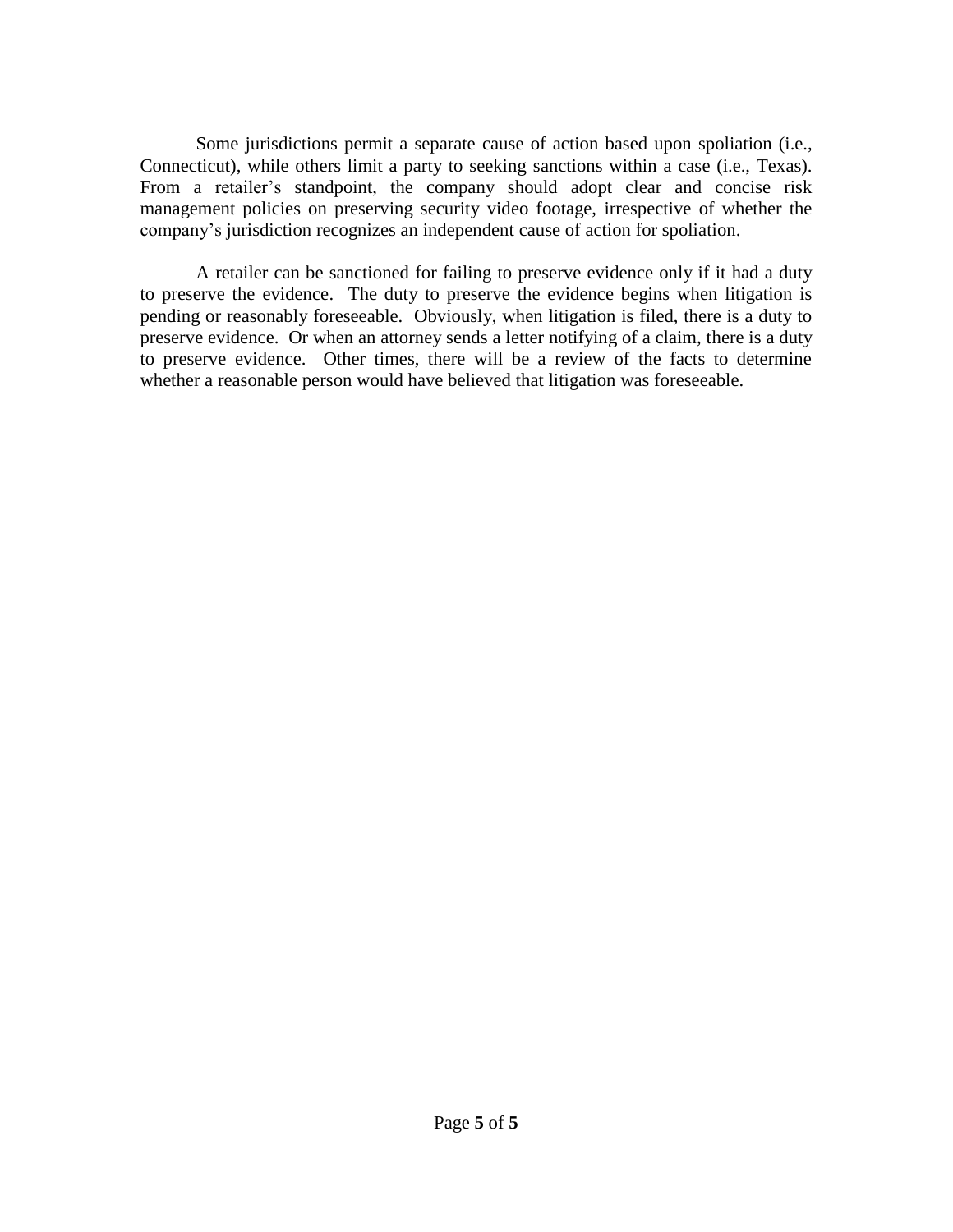Some jurisdictions permit a separate cause of action based upon spoliation (i.e., Connecticut), while others limit a party to seeking sanctions within a case (i.e., Texas). From a retailer's standpoint, the company should adopt clear and concise risk management policies on preserving security video footage, irrespective of whether the company's jurisdiction recognizes an independent cause of action for spoliation.

A retailer can be sanctioned for failing to preserve evidence only if it had a duty to preserve the evidence. The duty to preserve the evidence begins when litigation is pending or reasonably foreseeable. Obviously, when litigation is filed, there is a duty to preserve evidence. Or when an attorney sends a letter notifying of a claim, there is a duty to preserve evidence. Other times, there will be a review of the facts to determine whether a reasonable person would have believed that litigation was foreseeable.